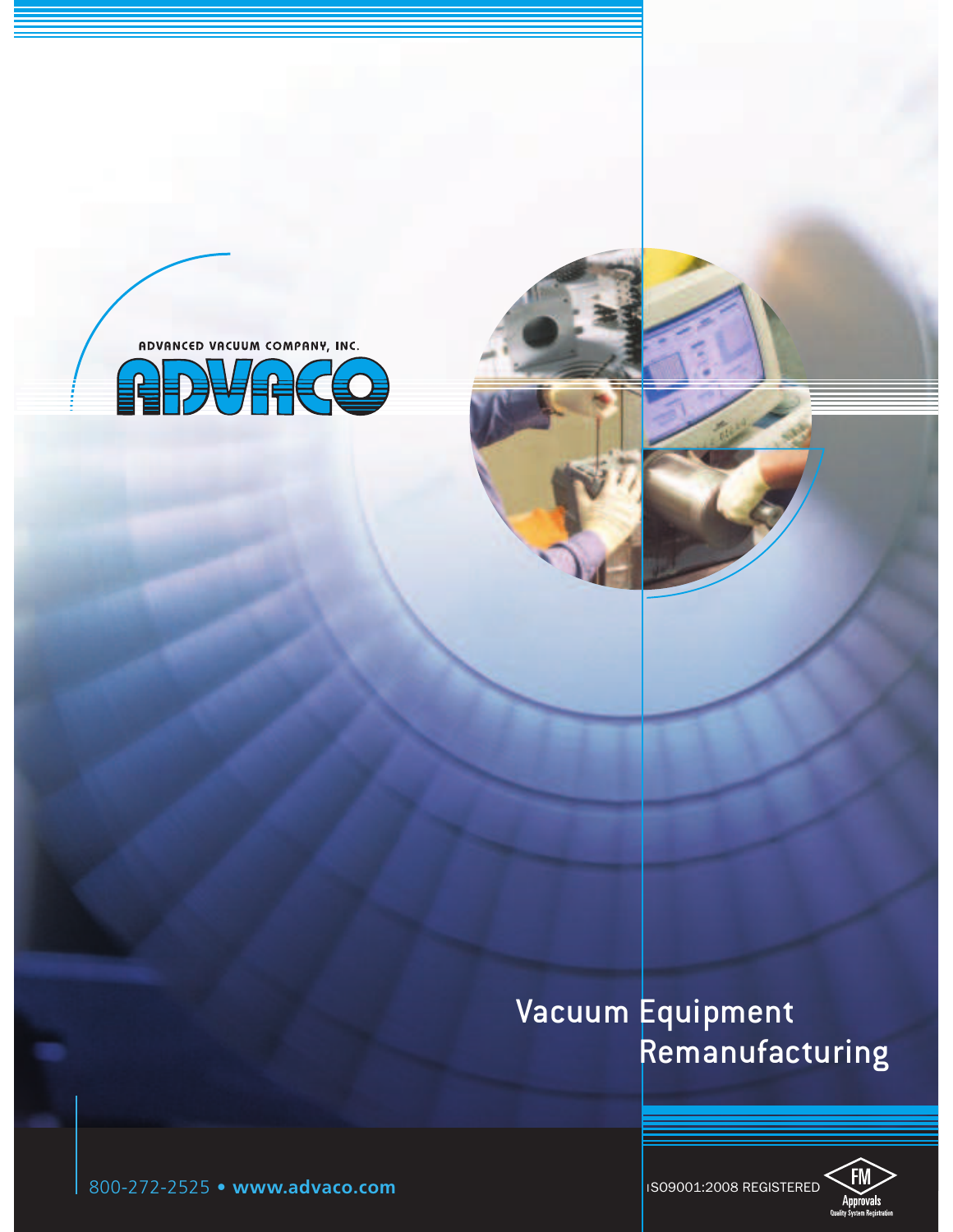ADVANCED VACUUM COMPANY, INC.

# ADVACO

# Vacuum Equipment Remanufacturing

800-272-2525 • **www.advaco.com**

ISO9001:2008 REGISTERED

FM Approvals
Quality System Registration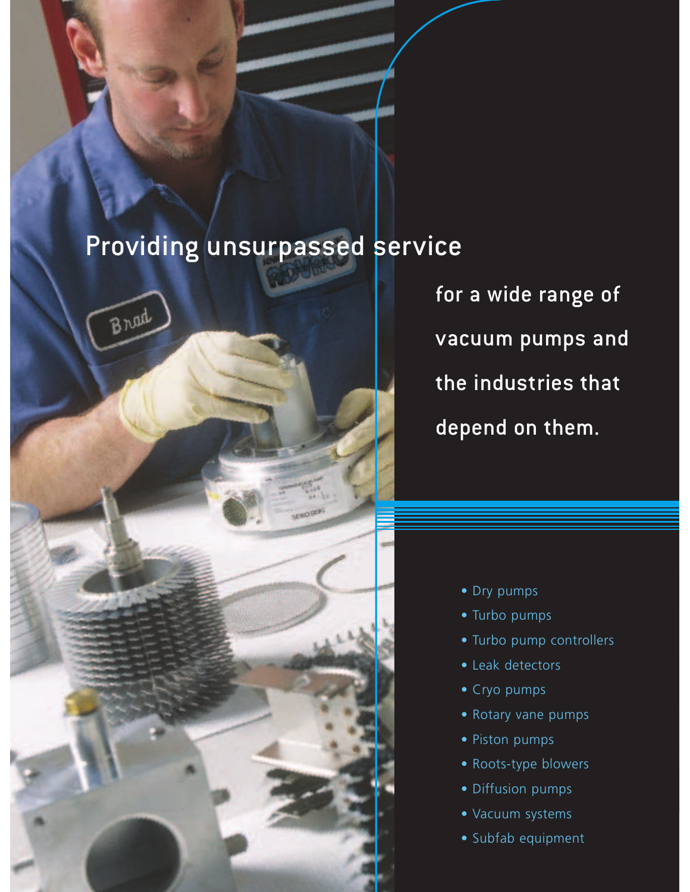# Providing unsurpassed service

for a wide range of vacuum pumps and the industries that depend on them.

- Dry pumps
- Turbo pumps
- Turbo pump controllers
- Leak detectors
- Cryo pumps
- Rotary vane pumps
- Piston pumps
- Roots-type blowers
- Diffusion pumps
- Vacuum systems
- Subfab equipment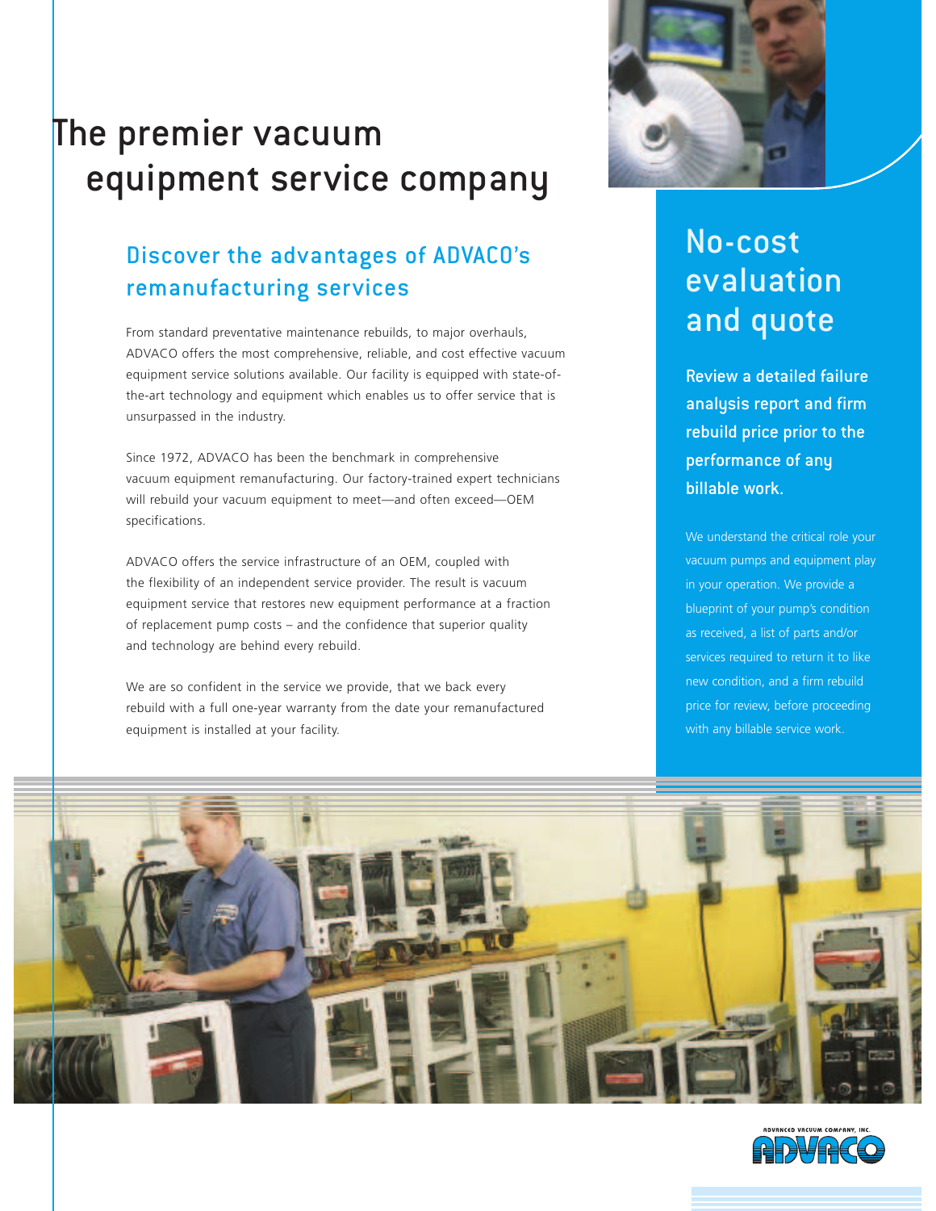# The premier vacuum equipment service company

## Discover the advantages of ADVACO's remanufacturing services

From standard preventative maintenance rebuilds, to major overhauls, ADVACO offers the most comprehensive, reliable, and cost effective vacuum equipment service solutions available. Our facility is equipped with state-of-the-art technology and equipment which enables us to offer service that is unsurpassed in the industry.

Since 1972, ADVACO has been the benchmark in comprehensive vacuum equipment remanufacturing. Our factory-trained expert technicians will rebuild your vacuum equipment to meet—and often exceed—OEM specifications.

ADVACO offers the service infrastructure of an OEM, coupled with the flexibility of an independent service provider. The result is vacuum equipment service that restores new equipment performance at a fraction of replacement pump costs – and the confidence that superior quality and technology are behind every rebuild.

We are so confident in the service we provide, that we back every rebuild with a full one-year warranty from the date your remanufactured equipment is installed at your facility.

## No-cost evaluation and quote

**Review a detailed failure analysis report and firm rebuild price prior to the performance of any billable work.**

We understand the critical role your vacuum pumps and equipment play in your operation. We provide a blueprint of your pump's condition as received, a list of parts and/or services required to return it to like new condition, and a firm rebuild price for review, before proceeding with any billable service work.

ADVANCED VACUUM COMPANY, INC.
ADVACO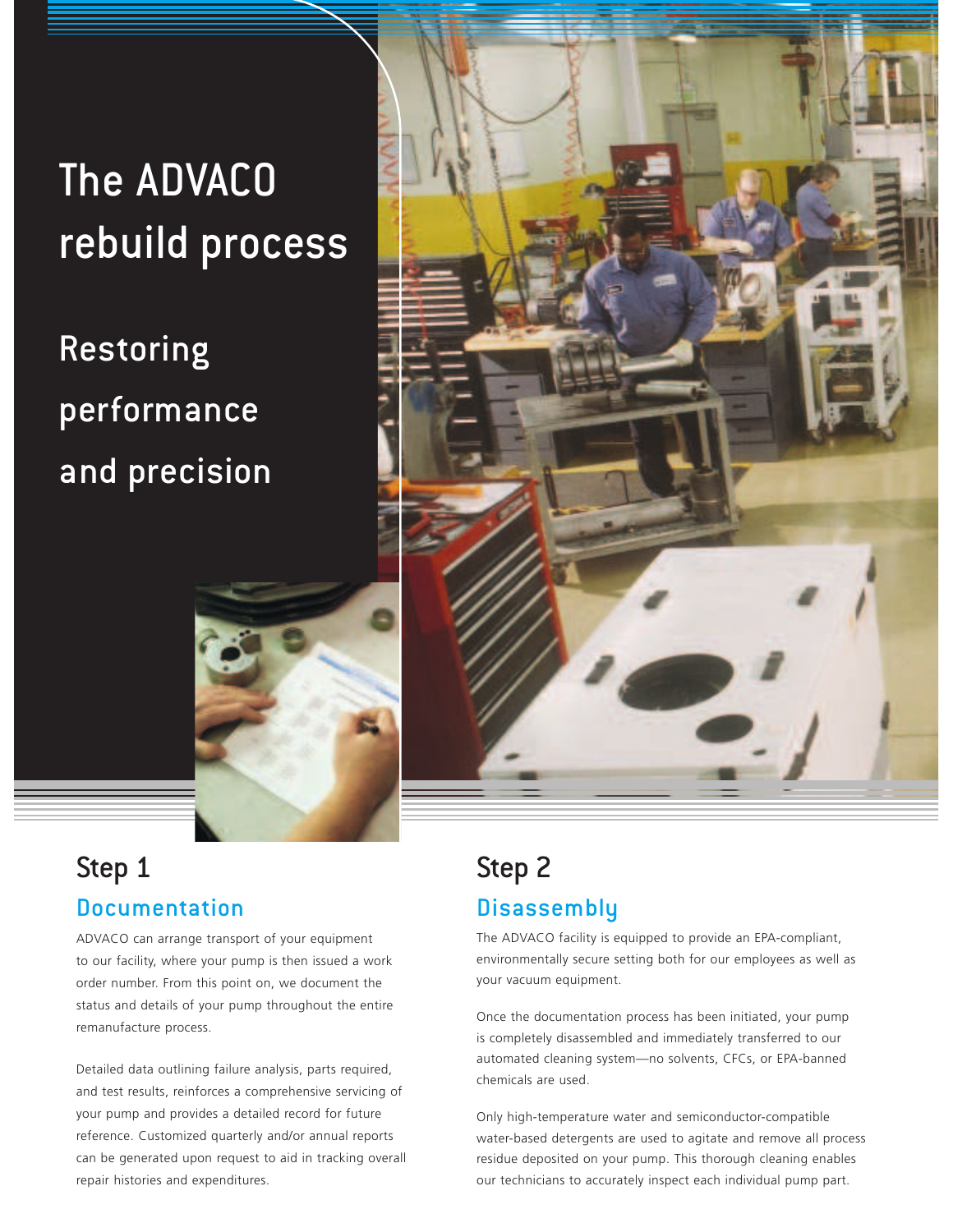# The ADVACO rebuild process

## Restoring performance and precision

## Step 1

### Documentation

ADVACO can arrange transport of your equipment to our facility, where your pump is then issued a work order number. From this point on, we document the status and details of your pump throughout the entire remanufacture process.

Detailed data outlining failure analysis, parts required, and test results, reinforces a comprehensive servicing of your pump and provides a detailed record for future reference. Customized quarterly and/or annual reports can be generated upon request to aid in tracking overall repair histories and expenditures.

## Step 2

### Disassembly

The ADVACO facility is equipped to provide an EPA-compliant, environmentally secure setting both for our employees as well as your vacuum equipment.

Once the documentation process has been initiated, your pump is completely disassembled and immediately transferred to our automated cleaning system—no solvents, CFCs, or EPA-banned chemicals are used.

Only high-temperature water and semiconductor-compatible water-based detergents are used to agitate and remove all process residue deposited on your pump. This thorough cleaning enables our technicians to accurately inspect each individual pump part.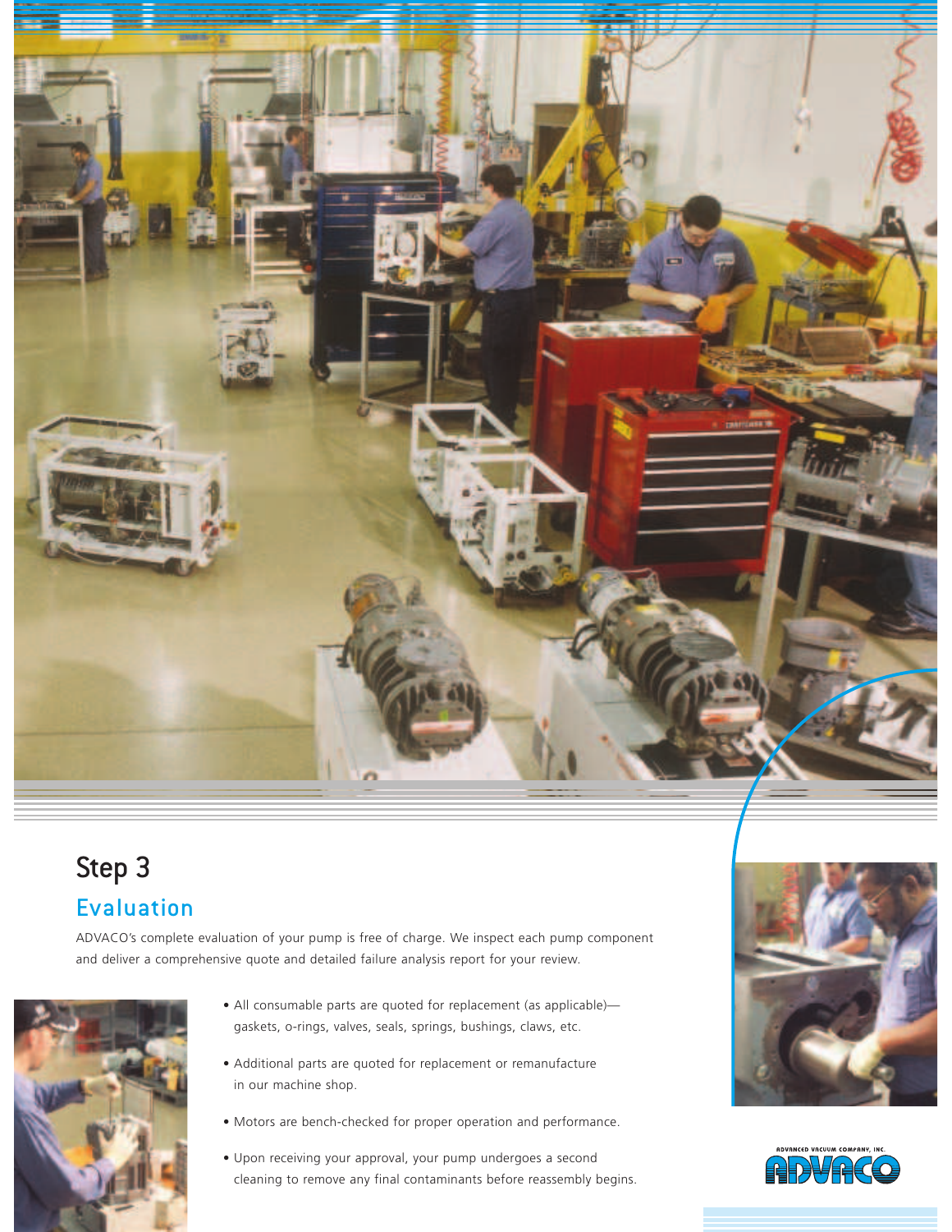# Step 3

## Evaluation

ADVACO's complete evaluation of your pump is free of charge. We inspect each pump component and deliver a comprehensive quote and detailed failure analysis report for your review.

- All consumable parts are quoted for replacement (as applicable)—gaskets, o-rings, valves, seals, springs, bushings, claws, etc.
- Additional parts are quoted for replacement or remanufacture in our machine shop.
- Motors are bench-checked for proper operation and performance.
- Upon receiving your approval, your pump undergoes a second cleaning to remove any final contaminants before reassembly begins.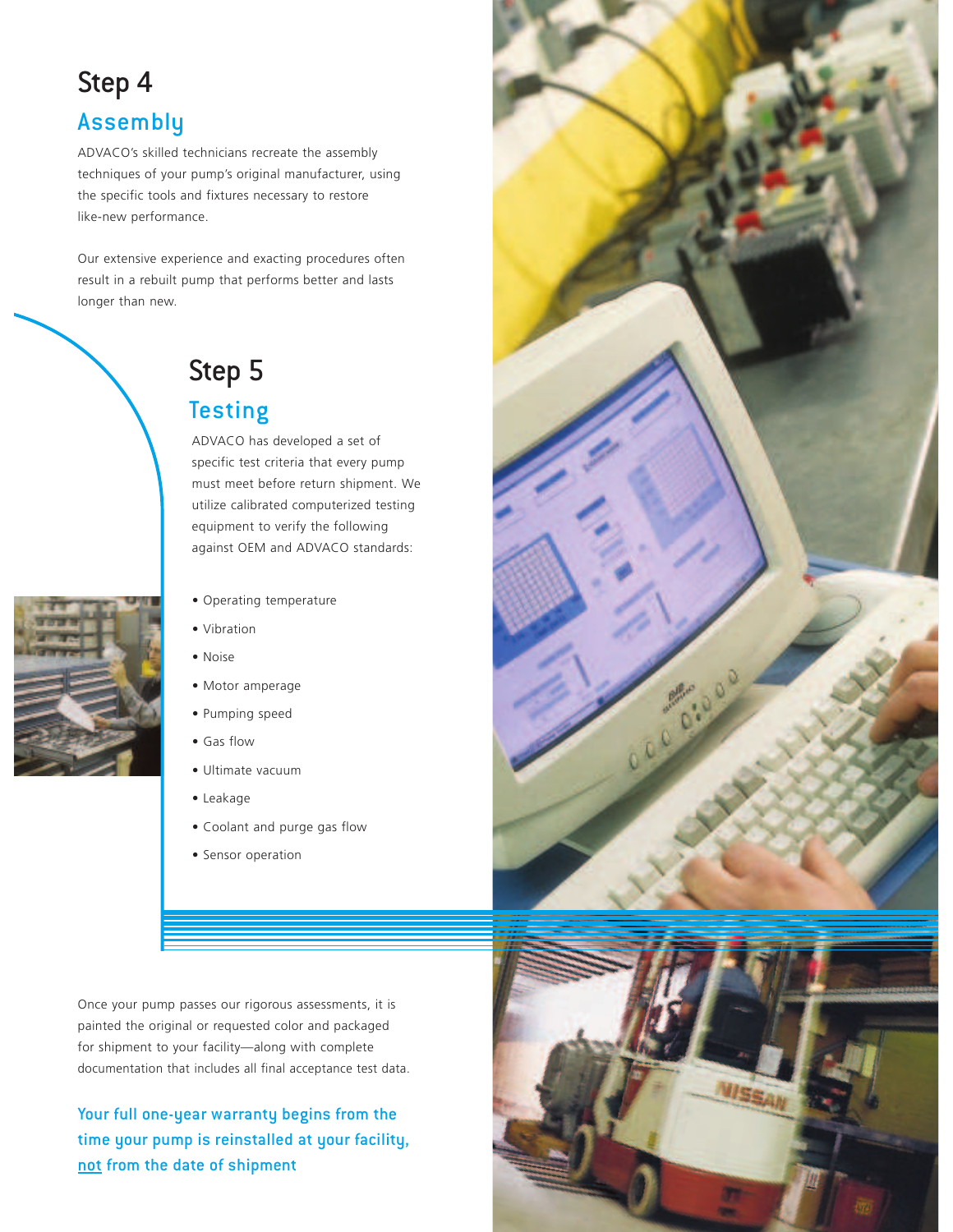## Step 4

### Assembly

ADVACO's skilled technicians recreate the assembly techniques of your pump's original manufacturer, using the specific tools and fixtures necessary to restore like-new performance.

Our extensive experience and exacting procedures often result in a rebuilt pump that performs better and lasts longer than new.

## Step 5

### Testing

ADVACO has developed a set of specific test criteria that every pump must meet before return shipment. We utilize calibrated computerized testing equipment to verify the following against OEM and ADVACO standards:

- Operating temperature
- Vibration
- Noise
- Motor amperage
- Pumping speed
- Gas flow
- Ultimate vacuum
- Leakage
- Coolant and purge gas flow
- Sensor operation

Once your pump passes our rigorous assessments, it is painted the original or requested color and packaged for shipment to your facility—along with complete documentation that includes all final acceptance test data.

**Your full one-year warranty begins from the time your pump is reinstalled at your facility, <u>not</u> from the date of shipment**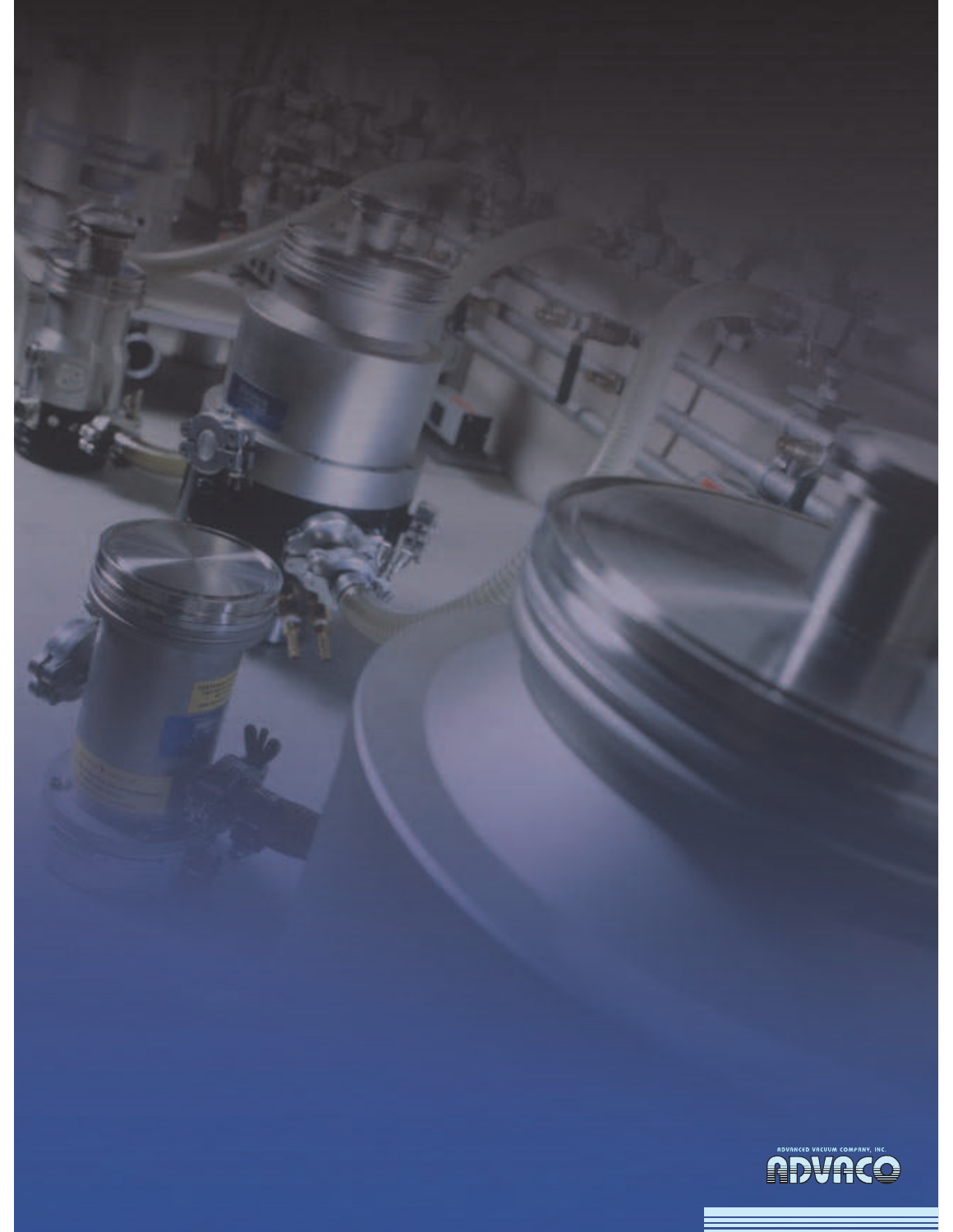ADVANCED VACUUM COMPANY, INC.

ADVACO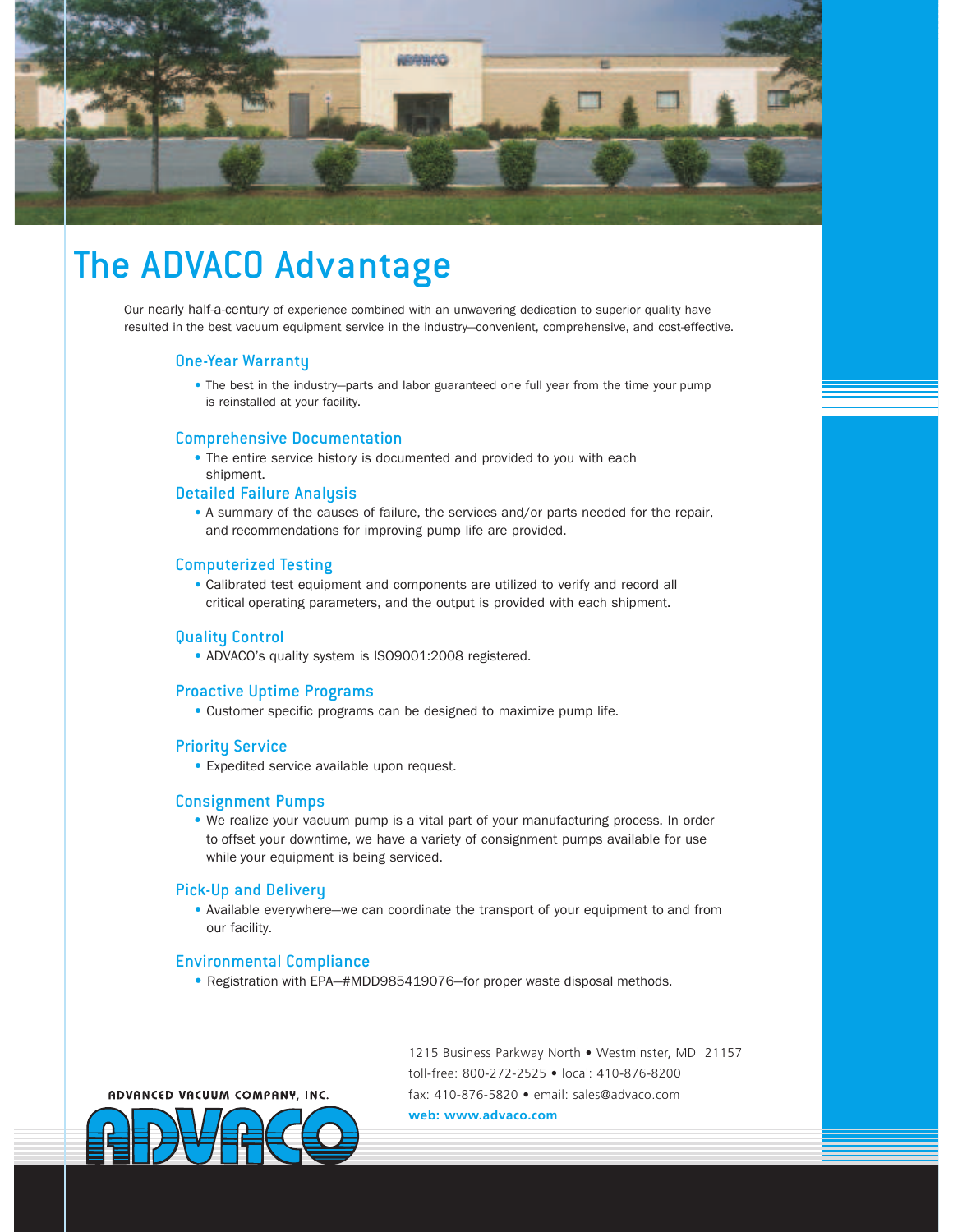# The ADVACO Advantage

Our nearly half-a-century of experience combined with an unwavering dedication to superior quality have resulted in the best vacuum equipment service in the industry—convenient, comprehensive, and cost-effective.

### One-Year Warranty

- The best in the industry—parts and labor guaranteed one full year from the time your pump is reinstalled at your facility.

### Comprehensive Documentation

- The entire service history is documented and provided to you with each shipment.

### Detailed Failure Analysis

- A summary of the causes of failure, the services and/or parts needed for the repair, and recommendations for improving pump life are provided.

### Computerized Testing

- Calibrated test equipment and components are utilized to verify and record all critical operating parameters, and the output is provided with each shipment.

### Quality Control

- ADVACO's quality system is ISO9001:2008 registered.

### Proactive Uptime Programs

- Customer specific programs can be designed to maximize pump life.

### Priority Service

- Expedited service available upon request.

### Consignment Pumps

- We realize your vacuum pump is a vital part of your manufacturing process. In order to offset your downtime, we have a variety of consignment pumps available for use while your equipment is being serviced.

### Pick-Up and Delivery

- Available everywhere—we can coordinate the transport of your equipment to and from our facility.

### Environmental Compliance

- Registration with EPA—#MDD985419076—for proper waste disposal methods.

ADVANCED VACUUM COMPANY, INC.

ADVACO

1215 Business Parkway North • Westminster, MD 21157
toll-free: 800-272-2525 • local: 410-876-8200
fax: 410-876-5820 • email: sales@advaco.com
**web: www.advaco.com**